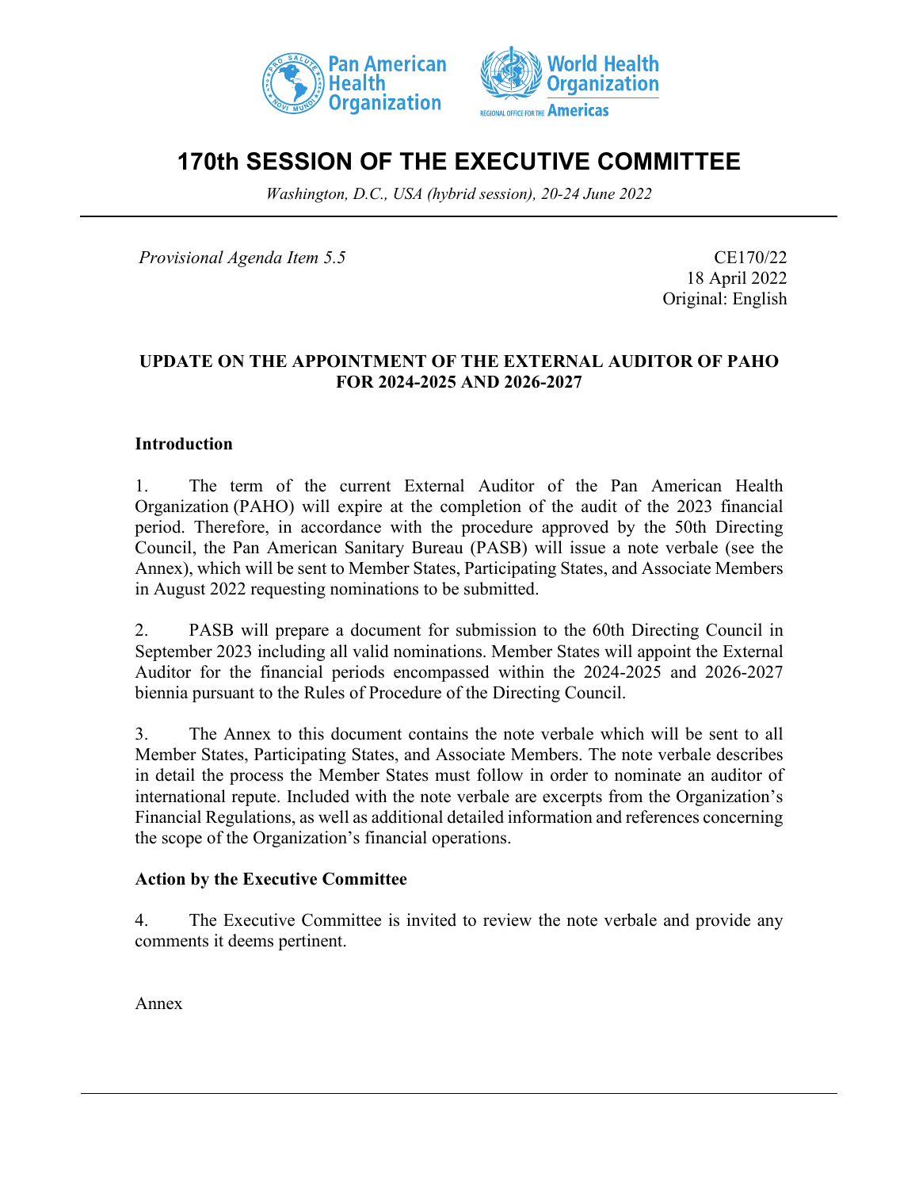# 170th SESSION OF THE EXECUTIVE COMMITTEE

*Washington, D.C., USA (hybrid session), 20-24 June 2022*

*Provisional Agenda Item 5.5*

CE170/22
18 April 2022
Original: English

**UPDATE ON THE APPOINTMENT OF THE EXTERNAL AUDITOR OF PAHO FOR 2024-2025 AND 2026-2027**

## Introduction

1. The term of the current External Auditor of the Pan American Health Organization (PAHO) will expire at the completion of the audit of the 2023 financial period. Therefore, in accordance with the procedure approved by the 50th Directing Council, the Pan American Sanitary Bureau (PASB) will issue a note verbale (see the Annex), which will be sent to Member States, Participating States, and Associate Members in August 2022 requesting nominations to be submitted.

2. PASB will prepare a document for submission to the 60th Directing Council in September 2023 including all valid nominations. Member States will appoint the External Auditor for the financial periods encompassed within the 2024-2025 and 2026-2027 biennia pursuant to the Rules of Procedure of the Directing Council.

3. The Annex to this document contains the note verbale which will be sent to all Member States, Participating States, and Associate Members. The note verbale describes in detail the process the Member States must follow in order to nominate an auditor of international repute. Included with the note verbale are excerpts from the Organization's Financial Regulations, as well as additional detailed information and references concerning the scope of the Organization's financial operations.

## Action by the Executive Committee

4. The Executive Committee is invited to review the note verbale and provide any comments it deems pertinent.

Annex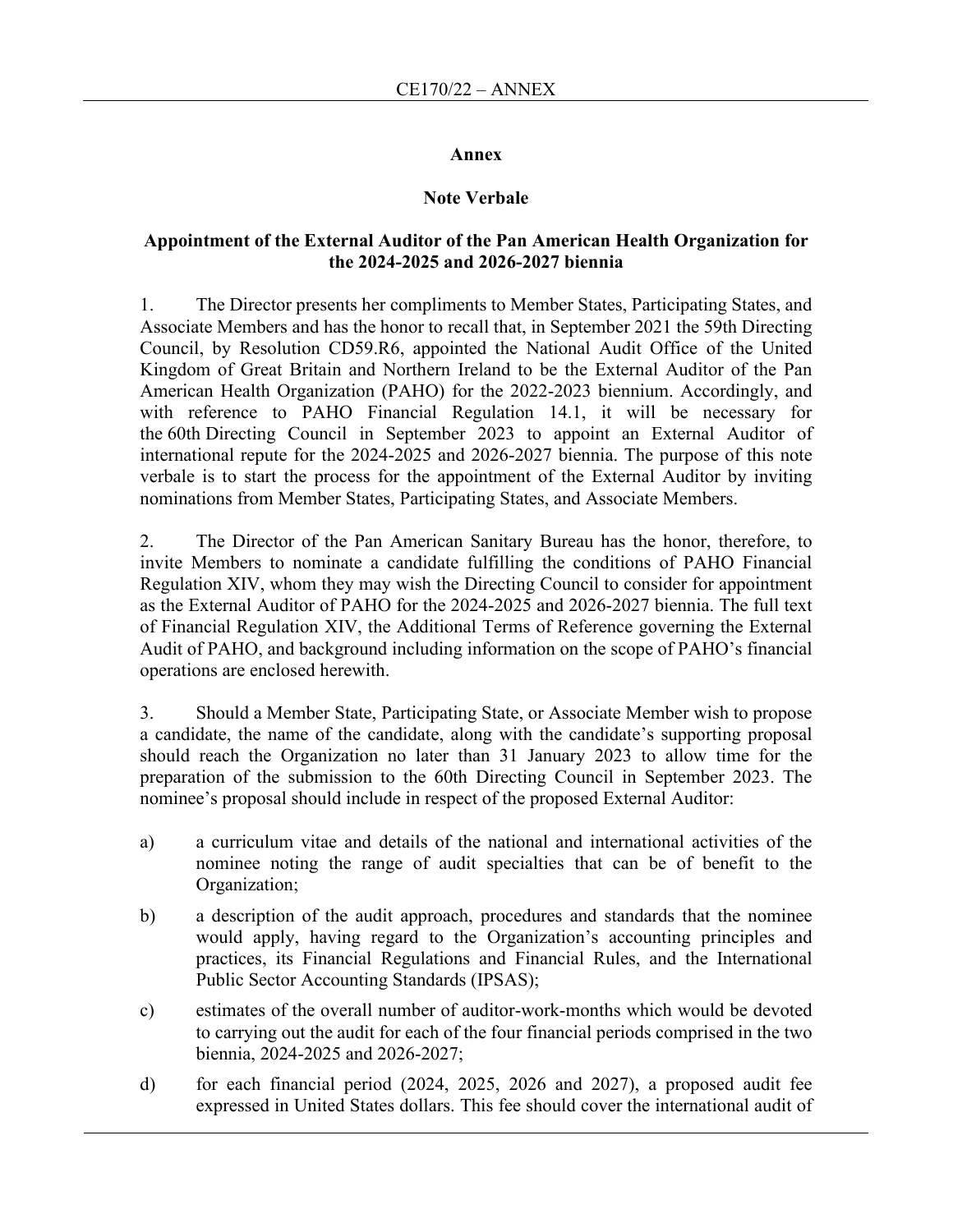**Annex**

**Note Verbale**

**Appointment of the External Auditor of the Pan American Health Organization for the 2024-2025 and 2026-2027 biennia**

1. The Director presents her compliments to Member States, Participating States, and Associate Members and has the honor to recall that, in September 2021 the 59th Directing Council, by Resolution CD59.R6, appointed the National Audit Office of the United Kingdom of Great Britain and Northern Ireland to be the External Auditor of the Pan American Health Organization (PAHO) for the 2022-2023 biennium. Accordingly, and with reference to PAHO Financial Regulation 14.1, it will be necessary for the 60th Directing Council in September 2023 to appoint an External Auditor of international repute for the 2024-2025 and 2026-2027 biennia. The purpose of this note verbale is to start the process for the appointment of the External Auditor by inviting nominations from Member States, Participating States, and Associate Members.

2. The Director of the Pan American Sanitary Bureau has the honor, therefore, to invite Members to nominate a candidate fulfilling the conditions of PAHO Financial Regulation XIV, whom they may wish the Directing Council to consider for appointment as the External Auditor of PAHO for the 2024-2025 and 2026-2027 biennia. The full text of Financial Regulation XIV, the Additional Terms of Reference governing the External Audit of PAHO, and background including information on the scope of PAHO's financial operations are enclosed herewith.

3. Should a Member State, Participating State, or Associate Member wish to propose a candidate, the name of the candidate, along with the candidate's supporting proposal should reach the Organization no later than 31 January 2023 to allow time for the preparation of the submission to the 60th Directing Council in September 2023. The nominee's proposal should include in respect of the proposed External Auditor:

a) a curriculum vitae and details of the national and international activities of the nominee noting the range of audit specialties that can be of benefit to the Organization;

b) a description of the audit approach, procedures and standards that the nominee would apply, having regard to the Organization's accounting principles and practices, its Financial Regulations and Financial Rules, and the International Public Sector Accounting Standards (IPSAS);

c) estimates of the overall number of auditor-work-months which would be devoted to carrying out the audit for each of the four financial periods comprised in the two biennia, 2024-2025 and 2026-2027;

d) for each financial period (2024, 2025, 2026 and 2027), a proposed audit fee expressed in United States dollars. This fee should cover the international audit of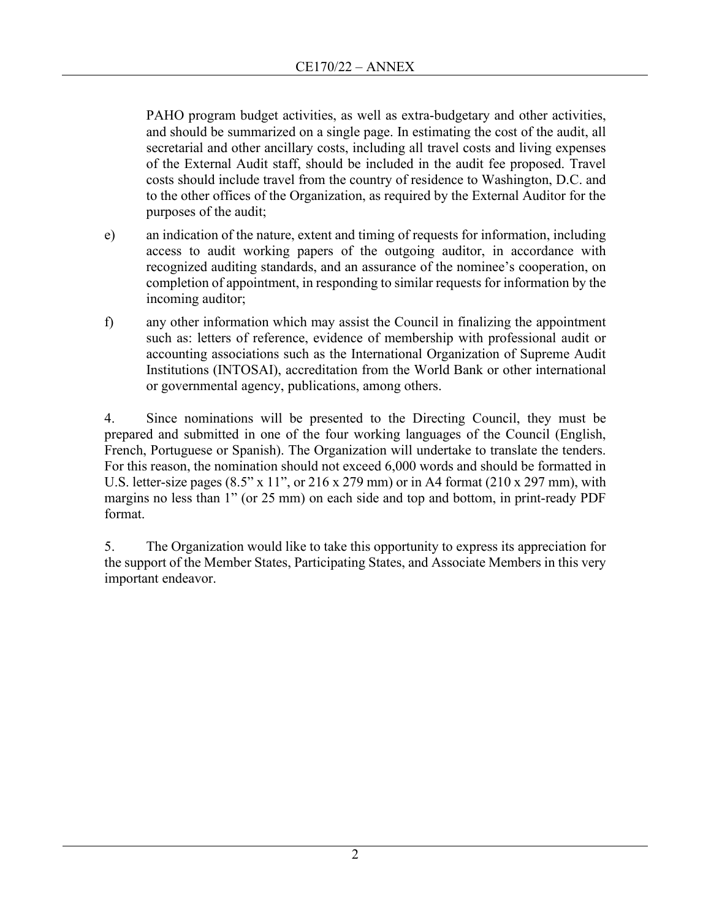PAHO program budget activities, as well as extra-budgetary and other activities, and should be summarized on a single page. In estimating the cost of the audit, all secretarial and other ancillary costs, including all travel costs and living expenses of the External Audit staff, should be included in the audit fee proposed. Travel costs should include travel from the country of residence to Washington, D.C. and to the other offices of the Organization, as required by the External Auditor for the purposes of the audit;

e) an indication of the nature, extent and timing of requests for information, including access to audit working papers of the outgoing auditor, in accordance with recognized auditing standards, and an assurance of the nominee's cooperation, on completion of appointment, in responding to similar requests for information by the incoming auditor;

f) any other information which may assist the Council in finalizing the appointment such as: letters of reference, evidence of membership with professional audit or accounting associations such as the International Organization of Supreme Audit Institutions (INTOSAI), accreditation from the World Bank or other international or governmental agency, publications, among others.

4. Since nominations will be presented to the Directing Council, they must be prepared and submitted in one of the four working languages of the Council (English, French, Portuguese or Spanish). The Organization will undertake to translate the tenders. For this reason, the nomination should not exceed 6,000 words and should be formatted in U.S. letter-size pages (8.5" x 11", or 216 x 279 mm) or in A4 format (210 x 297 mm), with margins no less than 1" (or 25 mm) on each side and top and bottom, in print-ready PDF format.

5. The Organization would like to take this opportunity to express its appreciation for the support of the Member States, Participating States, and Associate Members in this very important endeavor.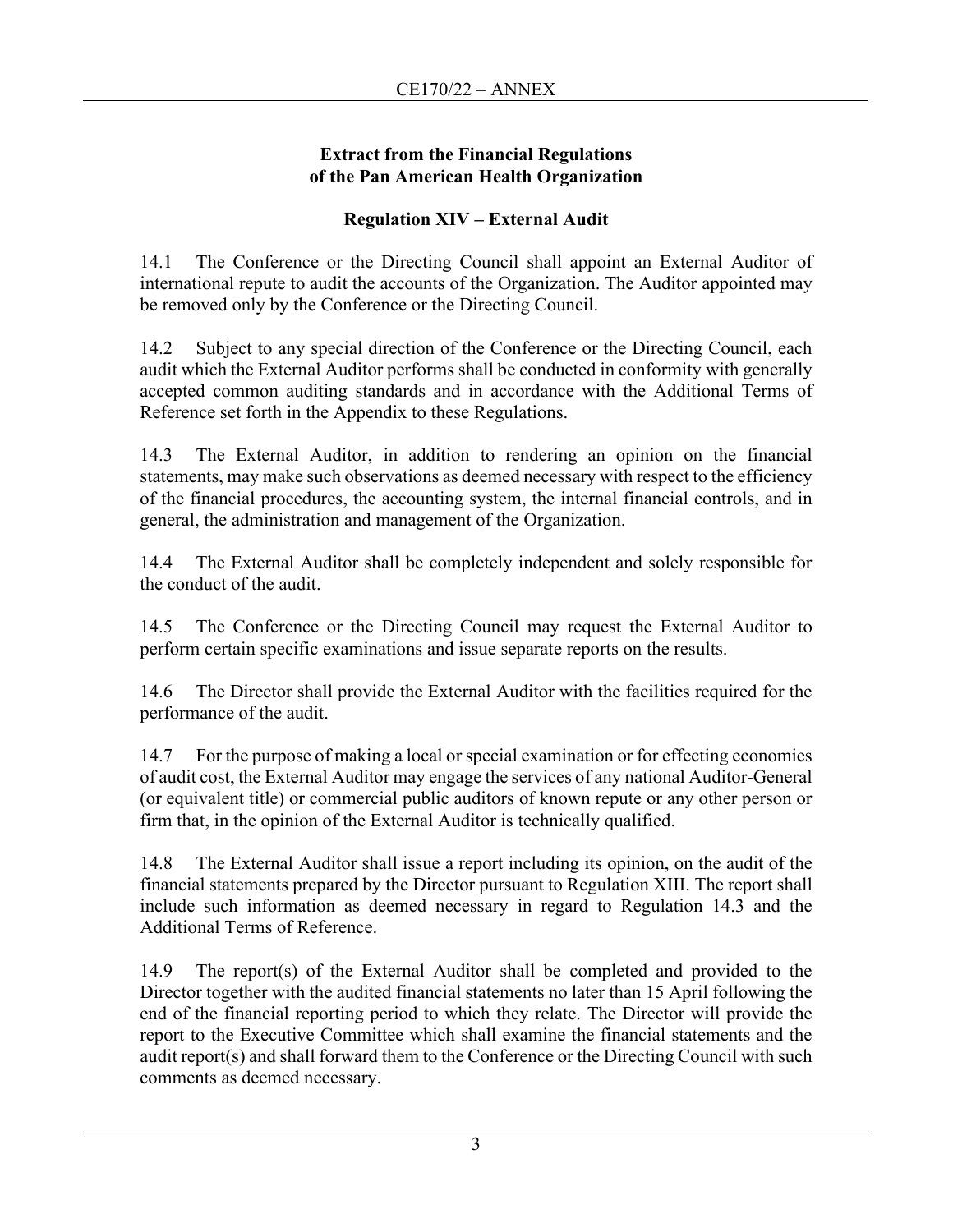## Extract from the Financial Regulations of the Pan American Health Organization

### Regulation XIV – External Audit

14.1 The Conference or the Directing Council shall appoint an External Auditor of international repute to audit the accounts of the Organization. The Auditor appointed may be removed only by the Conference or the Directing Council.

14.2 Subject to any special direction of the Conference or the Directing Council, each audit which the External Auditor performs shall be conducted in conformity with generally accepted common auditing standards and in accordance with the Additional Terms of Reference set forth in the Appendix to these Regulations.

14.3 The External Auditor, in addition to rendering an opinion on the financial statements, may make such observations as deemed necessary with respect to the efficiency of the financial procedures, the accounting system, the internal financial controls, and in general, the administration and management of the Organization.

14.4 The External Auditor shall be completely independent and solely responsible for the conduct of the audit.

14.5 The Conference or the Directing Council may request the External Auditor to perform certain specific examinations and issue separate reports on the results.

14.6 The Director shall provide the External Auditor with the facilities required for the performance of the audit.

14.7 For the purpose of making a local or special examination or for effecting economies of audit cost, the External Auditor may engage the services of any national Auditor-General (or equivalent title) or commercial public auditors of known repute or any other person or firm that, in the opinion of the External Auditor is technically qualified.

14.8 The External Auditor shall issue a report including its opinion, on the audit of the financial statements prepared by the Director pursuant to Regulation XIII. The report shall include such information as deemed necessary in regard to Regulation 14.3 and the Additional Terms of Reference.

14.9 The report(s) of the External Auditor shall be completed and provided to the Director together with the audited financial statements no later than 15 April following the end of the financial reporting period to which they relate. The Director will provide the report to the Executive Committee which shall examine the financial statements and the audit report(s) and shall forward them to the Conference or the Directing Council with such comments as deemed necessary.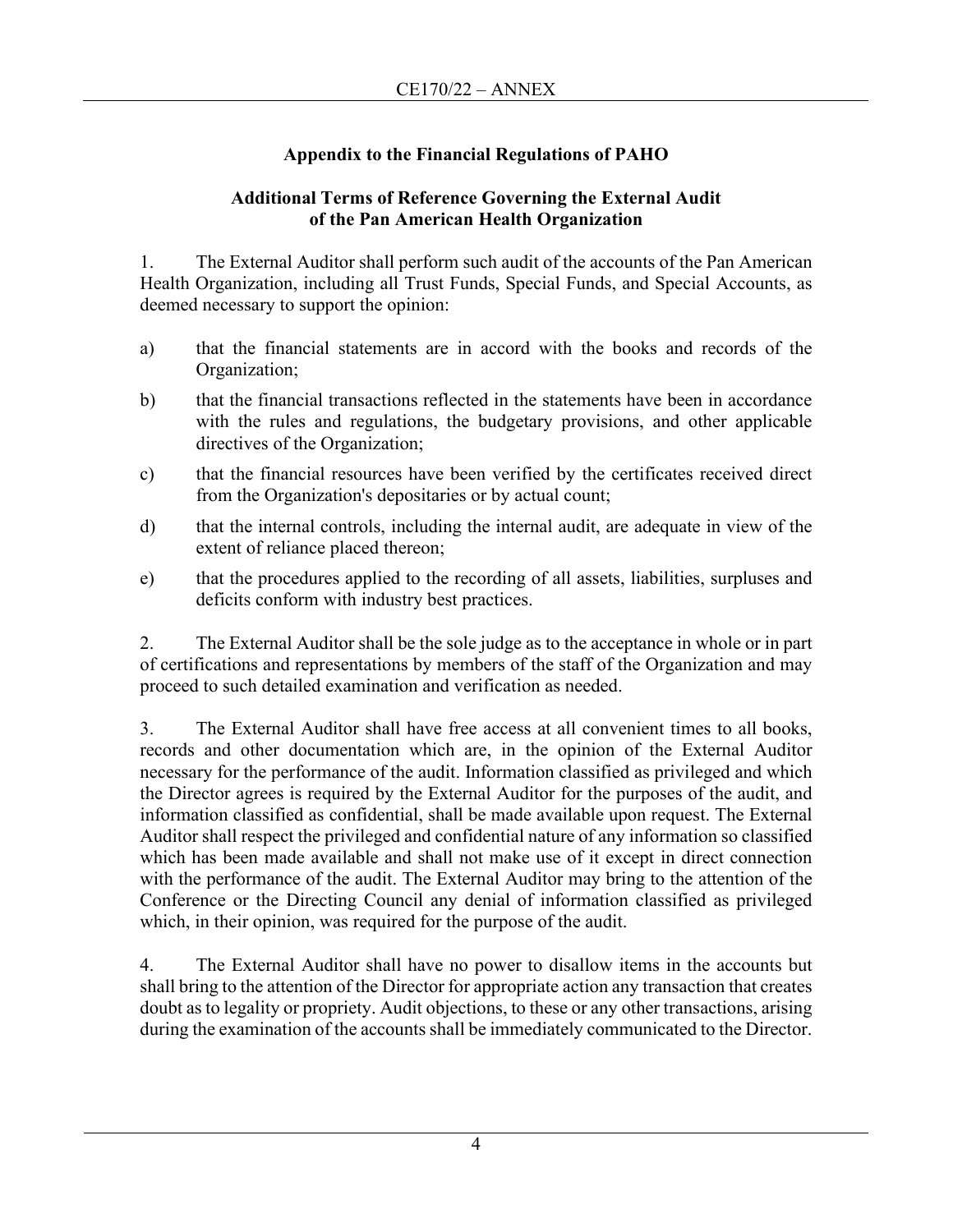## Appendix to the Financial Regulations of PAHO

### Additional Terms of Reference Governing the External Audit of the Pan American Health Organization

1. The External Auditor shall perform such audit of the accounts of the Pan American Health Organization, including all Trust Funds, Special Funds, and Special Accounts, as deemed necessary to support the opinion:

a) that the financial statements are in accord with the books and records of the Organization;

b) that the financial transactions reflected in the statements have been in accordance with the rules and regulations, the budgetary provisions, and other applicable directives of the Organization;

c) that the financial resources have been verified by the certificates received direct from the Organization's depositaries or by actual count;

d) that the internal controls, including the internal audit, are adequate in view of the extent of reliance placed thereon;

e) that the procedures applied to the recording of all assets, liabilities, surpluses and deficits conform with industry best practices.

2. The External Auditor shall be the sole judge as to the acceptance in whole or in part of certifications and representations by members of the staff of the Organization and may proceed to such detailed examination and verification as needed.

3. The External Auditor shall have free access at all convenient times to all books, records and other documentation which are, in the opinion of the External Auditor necessary for the performance of the audit. Information classified as privileged and which the Director agrees is required by the External Auditor for the purposes of the audit, and information classified as confidential, shall be made available upon request. The External Auditor shall respect the privileged and confidential nature of any information so classified which has been made available and shall not make use of it except in direct connection with the performance of the audit. The External Auditor may bring to the attention of the Conference or the Directing Council any denial of information classified as privileged which, in their opinion, was required for the purpose of the audit.

4. The External Auditor shall have no power to disallow items in the accounts but shall bring to the attention of the Director for appropriate action any transaction that creates doubt as to legality or propriety. Audit objections, to these or any other transactions, arising during the examination of the accounts shall be immediately communicated to the Director.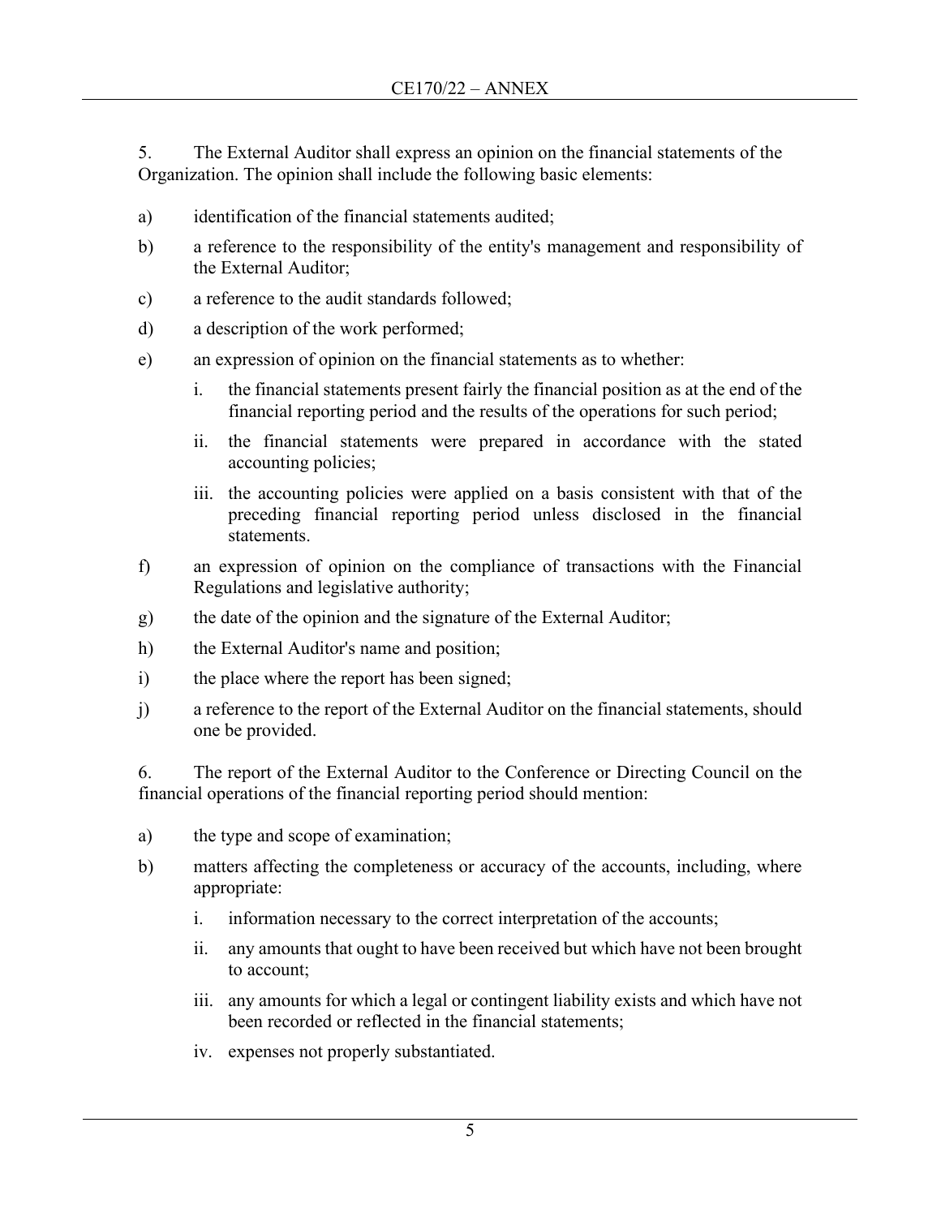5. The External Auditor shall express an opinion on the financial statements of the Organization. The opinion shall include the following basic elements:

a) identification of the financial statements audited;

b) a reference to the responsibility of the entity's management and responsibility of the External Auditor;

c) a reference to the audit standards followed;

d) a description of the work performed;

e) an expression of opinion on the financial statements as to whether:

   i. the financial statements present fairly the financial position as at the end of the financial reporting period and the results of the operations for such period;

   ii. the financial statements were prepared in accordance with the stated accounting policies;

   iii. the accounting policies were applied on a basis consistent with that of the preceding financial reporting period unless disclosed in the financial statements.

f) an expression of opinion on the compliance of transactions with the Financial Regulations and legislative authority;

g) the date of the opinion and the signature of the External Auditor;

h) the External Auditor's name and position;

i) the place where the report has been signed;

j) a reference to the report of the External Auditor on the financial statements, should one be provided.

6. The report of the External Auditor to the Conference or Directing Council on the financial operations of the financial reporting period should mention:

a) the type and scope of examination;

b) matters affecting the completeness or accuracy of the accounts, including, where appropriate:

   i. information necessary to the correct interpretation of the accounts;

   ii. any amounts that ought to have been received but which have not been brought to account;

   iii. any amounts for which a legal or contingent liability exists and which have not been recorded or reflected in the financial statements;

   iv. expenses not properly substantiated.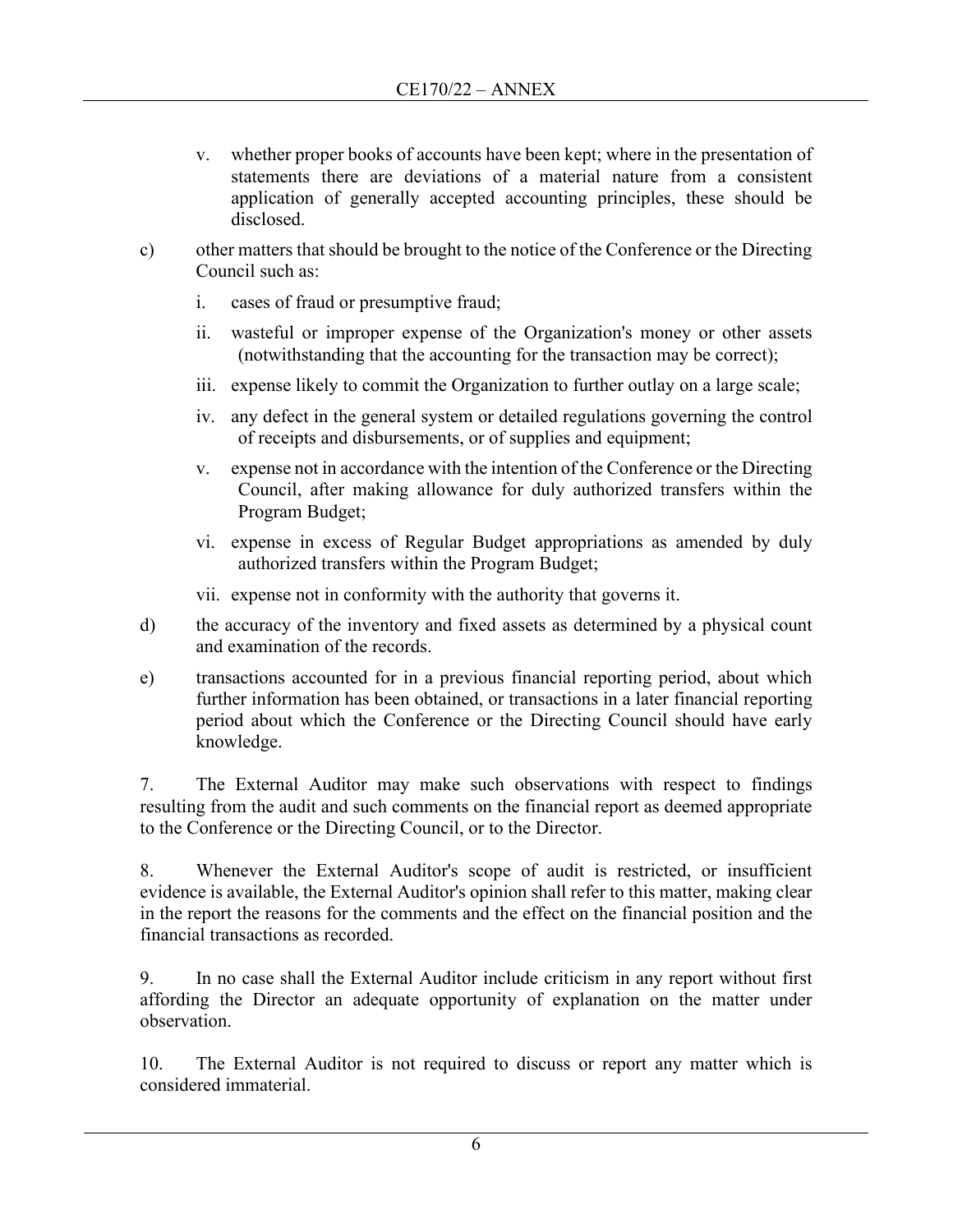v. whether proper books of accounts have been kept; where in the presentation of statements there are deviations of a material nature from a consistent application of generally accepted accounting principles, these should be disclosed.

c) other matters that should be brought to the notice of the Conference or the Directing Council such as:

   i. cases of fraud or presumptive fraud;

   ii. wasteful or improper expense of the Organization's money or other assets (notwithstanding that the accounting for the transaction may be correct);

   iii. expense likely to commit the Organization to further outlay on a large scale;

   iv. any defect in the general system or detailed regulations governing the control of receipts and disbursements, or of supplies and equipment;

   v. expense not in accordance with the intention of the Conference or the Directing Council, after making allowance for duly authorized transfers within the Program Budget;

   vi. expense in excess of Regular Budget appropriations as amended by duly authorized transfers within the Program Budget;

   vii. expense not in conformity with the authority that governs it.

d) the accuracy of the inventory and fixed assets as determined by a physical count and examination of the records.

e) transactions accounted for in a previous financial reporting period, about which further information has been obtained, or transactions in a later financial reporting period about which the Conference or the Directing Council should have early knowledge.

7. The External Auditor may make such observations with respect to findings resulting from the audit and such comments on the financial report as deemed appropriate to the Conference or the Directing Council, or to the Director.

8. Whenever the External Auditor's scope of audit is restricted, or insufficient evidence is available, the External Auditor's opinion shall refer to this matter, making clear in the report the reasons for the comments and the effect on the financial position and the financial transactions as recorded.

9. In no case shall the External Auditor include criticism in any report without first affording the Director an adequate opportunity of explanation on the matter under observation.

10. The External Auditor is not required to discuss or report any matter which is considered immaterial.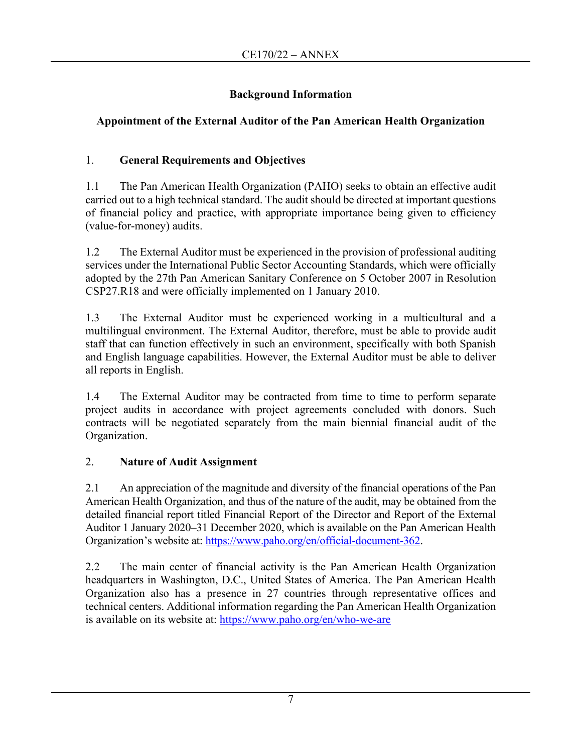## Background Information

## Appointment of the External Auditor of the Pan American Health Organization

### 1. General Requirements and Objectives

1.1 The Pan American Health Organization (PAHO) seeks to obtain an effective audit carried out to a high technical standard. The audit should be directed at important questions of financial policy and practice, with appropriate importance being given to efficiency (value-for-money) audits.

1.2 The External Auditor must be experienced in the provision of professional auditing services under the International Public Sector Accounting Standards, which were officially adopted by the 27th Pan American Sanitary Conference on 5 October 2007 in Resolution CSP27.R18 and were officially implemented on 1 January 2010.

1.3 The External Auditor must be experienced working in a multicultural and a multilingual environment. The External Auditor, therefore, must be able to provide audit staff that can function effectively in such an environment, specifically with both Spanish and English language capabilities. However, the External Auditor must be able to deliver all reports in English.

1.4 The External Auditor may be contracted from time to time to perform separate project audits in accordance with project agreements concluded with donors. Such contracts will be negotiated separately from the main biennial financial audit of the Organization.

### 2. Nature of Audit Assignment

2.1 An appreciation of the magnitude and diversity of the financial operations of the Pan American Health Organization, and thus of the nature of the audit, may be obtained from the detailed financial report titled Financial Report of the Director and Report of the External Auditor 1 January 2020–31 December 2020, which is available on the Pan American Health Organization's website at: https://www.paho.org/en/official-document-362.

2.2 The main center of financial activity is the Pan American Health Organization headquarters in Washington, D.C., United States of America. The Pan American Health Organization also has a presence in 27 countries through representative offices and technical centers. Additional information regarding the Pan American Health Organization is available on its website at: https://www.paho.org/en/who-we-are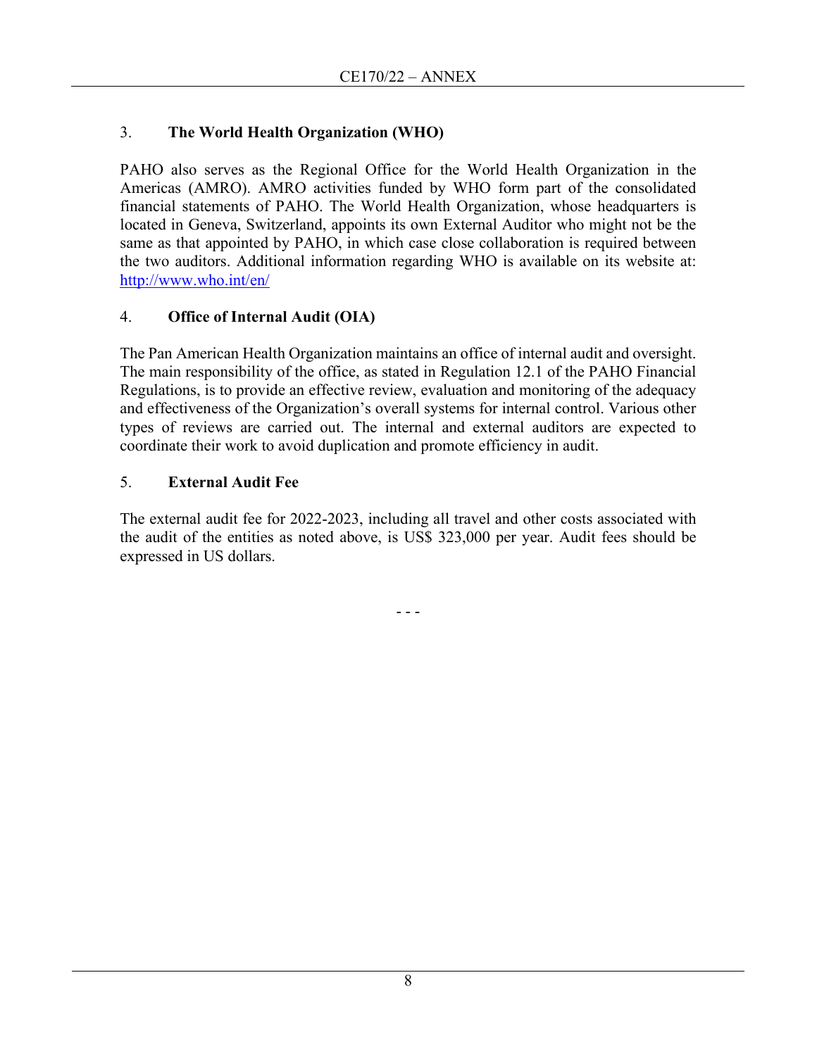### 3. The World Health Organization (WHO)

PAHO also serves as the Regional Office for the World Health Organization in the Americas (AMRO). AMRO activities funded by WHO form part of the consolidated financial statements of PAHO. The World Health Organization, whose headquarters is located in Geneva, Switzerland, appoints its own External Auditor who might not be the same as that appointed by PAHO, in which case close collaboration is required between the two auditors. Additional information regarding WHO is available on its website at: http://www.who.int/en/

### 4. Office of Internal Audit (OIA)

The Pan American Health Organization maintains an office of internal audit and oversight. The main responsibility of the office, as stated in Regulation 12.1 of the PAHO Financial Regulations, is to provide an effective review, evaluation and monitoring of the adequacy and effectiveness of the Organization's overall systems for internal control. Various other types of reviews are carried out. The internal and external auditors are expected to coordinate their work to avoid duplication and promote efficiency in audit.

### 5. External Audit Fee

The external audit fee for 2022-2023, including all travel and other costs associated with the audit of the entities as noted above, is US$ 323,000 per year. Audit fees should be expressed in US dollars.

- - -